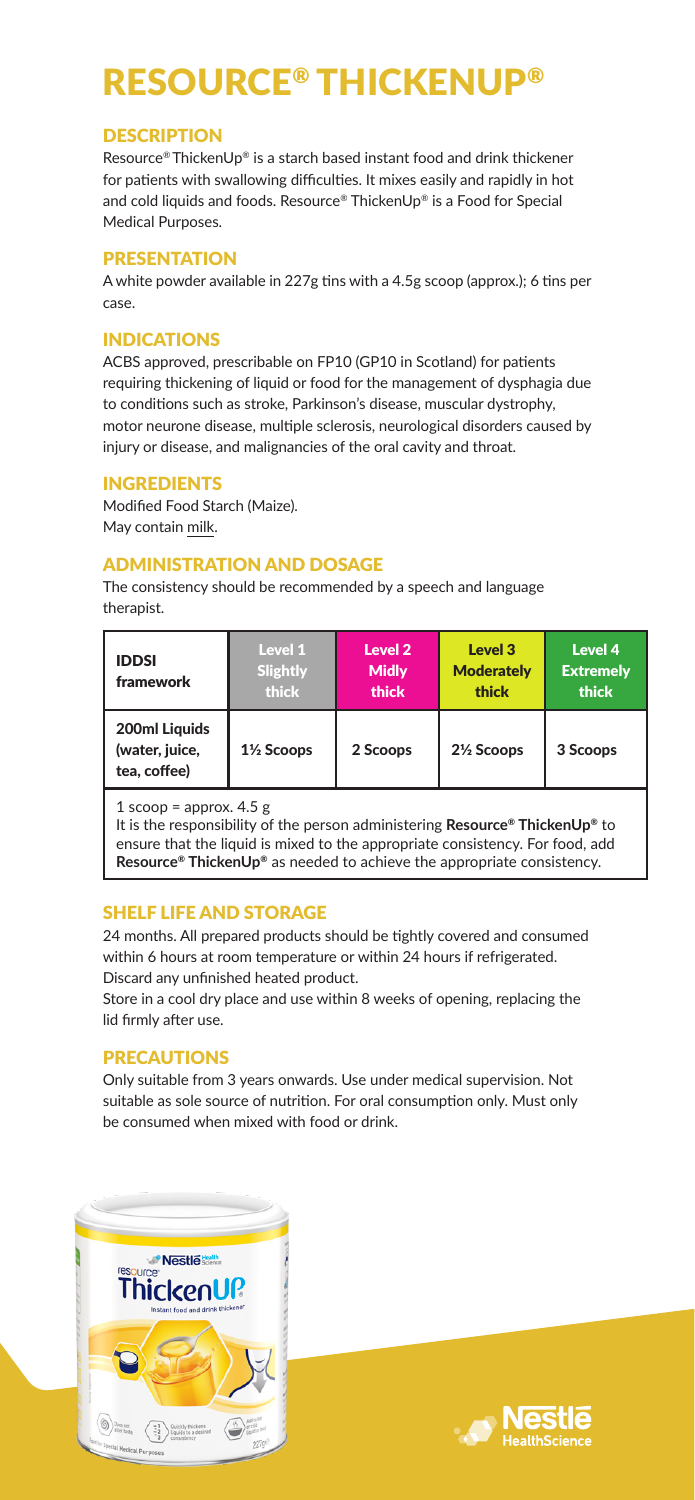# RESOURCE® THICKENUP®

## DESCRIPTION

Resource® ThickenUp® is a starch based instant food and drink thickener for patients with swallowing difficulties. It mixes easily and rapidly in hot and cold liquids and foods. Resource® ThickenUp® is a Food for Special Medical Purposes.

## PRESENTATION

A white powder available in 227g tins with a 4.5g scoop (approx.); 6 tins per case.

## INDICATIONS

ACBS approved, prescribable on FP10 (GP10 in Scotland) for patients requiring thickening of liquid or food for the management of dysphagia due to conditions such as stroke, Parkinson's disease, muscular dystrophy, motor neurone disease, multiple sclerosis, neurological disorders caused by injury or disease, and malignancies of the oral cavity and throat.

## INGREDIENTS

Modified Food Starch (Maize).
May contain milk.

## ADMINISTRATION AND DOSAGE

The consistency should be recommended by a speech and language therapist.

| IDDSI framework | Level 1 Slightly thick | Level 2 Midly thick | Level 3 Moderately thick | Level 4 Extremely thick |
|---|---|---|---|---|
| 200ml Liquids (water, juice, tea, coffee) | 1½ Scoops | 2 Scoops | 2½ Scoops | 3 Scoops |

1 scoop = approx. 4.5 g
It is the responsibility of the person administering **Resource® ThickenUp®** to ensure that the liquid is mixed to the appropriate consistency. For food, add **Resource® ThickenUp®** as needed to achieve the appropriate consistency.

## SHELF LIFE AND STORAGE

24 months. All prepared products should be tightly covered and consumed within 6 hours at room temperature or within 24 hours if refrigerated. Discard any unfinished heated product.
Store in a cool dry place and use within 8 weeks of opening, replacing the lid firmly after use.

## PRECAUTIONS

Only suitable from 3 years onwards. Use under medical supervision. Not suitable as sole source of nutrition. For oral consumption only. Must only be consumed when mixed with food or drink.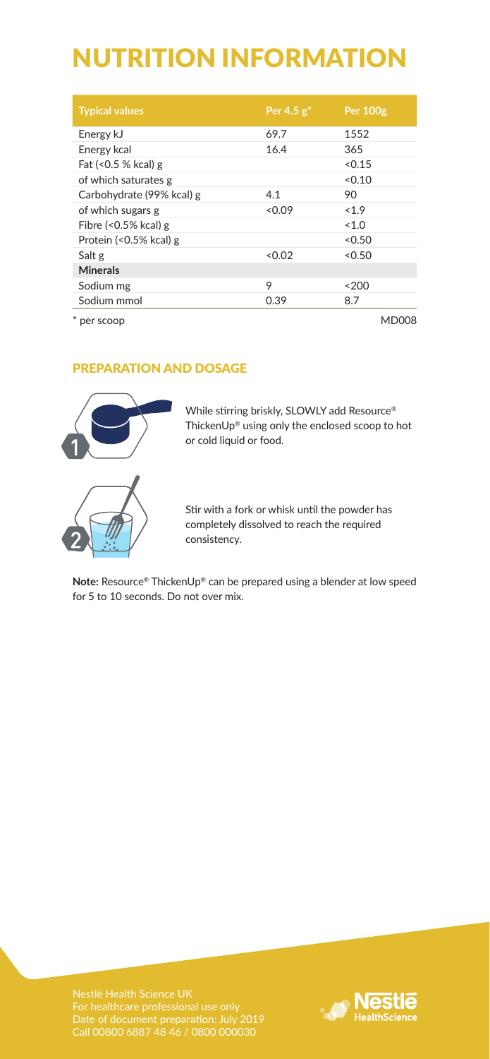# NUTRITION INFORMATION

| Typical values | Per 4.5 g* | Per 100g |
|---|---|---|
| Energy kJ | 69.7 | 1552 |
| Energy kcal | 16.4 | 365 |
| Fat (<0.5 % kcal) g | | <0.15 |
| of which saturates g | | <0.10 |
| Carbohydrate (99% kcal) g | 4.1 | 90 |
| of which sugars g | <0.09 | <1.9 |
| Fibre (<0.5% kcal) g | | <1.0 |
| Protein (<0.5% kcal) g | | <0.50 |
| Salt g | <0.02 | <0.50 |
| **Minerals** | | |
| Sodium mg | 9 | <200 |
| Sodium mmol | 0.39 | 8.7 |

* per scoop

MD008

## PREPARATION AND DOSAGE

1. While stirring briskly, SLOWLY add Resource® ThickenUp® using only the enclosed scoop to hot or cold liquid or food.

2. Stir with a fork or whisk until the powder has completely dissolved to reach the required consistency.

**Note:** Resource® ThickenUp® can be prepared using a blender at low speed for 5 to 10 seconds. Do not over mix.

Nestlé Health Science UK
For healthcare professional use only
Date of document preparation: July 2019
Call 00800 6887 48 46 / 0800 000030

Nestlé HealthScience